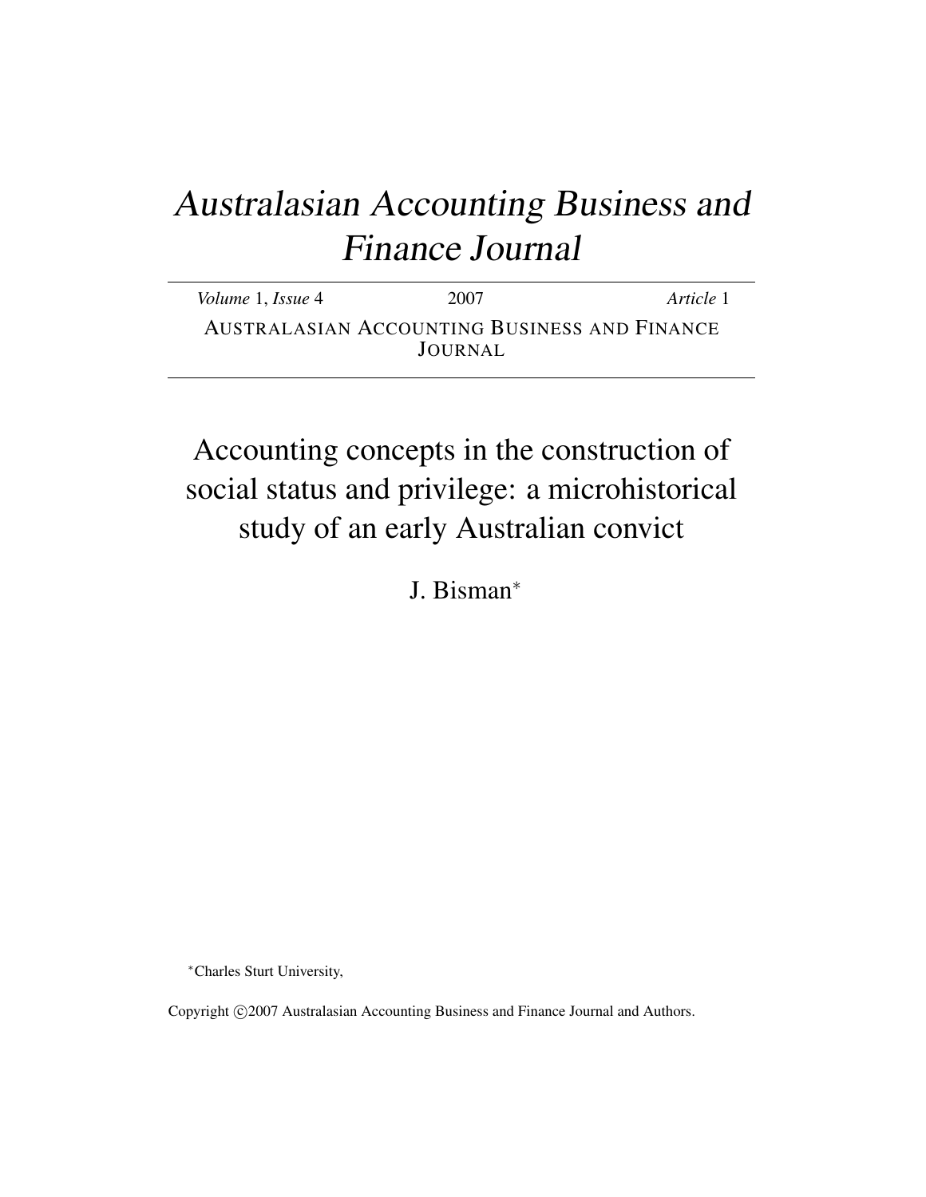# *Australasian Accounting Business and Finance Journal*

*Volume* 1, *Issue* 4 2007 *Article* 1

AUSTRALASIAN ACCOUNTING BUSINESS AND FINANCE JOURNAL

## Accounting concepts in the construction of social status and privilege: a microhistorical study of an early Australian convict

J. Bisman*

*Charles Sturt University,

Copyright ©2007 Australasian Accounting Business and Finance Journal and Authors.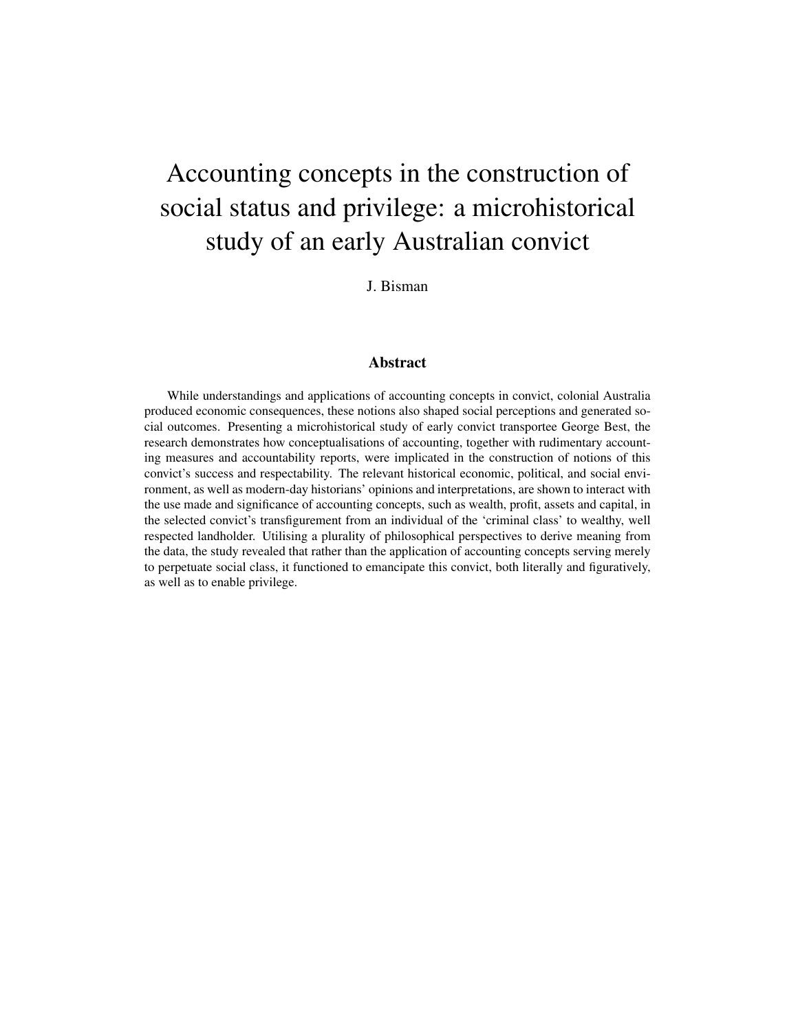# Accounting concepts in the construction of social status and privilege: a microhistorical study of an early Australian convict

J. Bisman

## Abstract

While understandings and applications of accounting concepts in convict, colonial Australia produced economic consequences, these notions also shaped social perceptions and generated social outcomes. Presenting a microhistorical study of early convict transportee George Best, the research demonstrates how conceptualisations of accounting, together with rudimentary accounting measures and accountability reports, were implicated in the construction of notions of this convict's success and respectability. The relevant historical economic, political, and social environment, as well as modern-day historians' opinions and interpretations, are shown to interact with the use made and significance of accounting concepts, such as wealth, profit, assets and capital, in the selected convict's transfigurement from an individual of the 'criminal class' to wealthy, well respected landholder. Utilising a plurality of philosophical perspectives to derive meaning from the data, the study revealed that rather than the application of accounting concepts serving merely to perpetuate social class, it functioned to emancipate this convict, both literally and figuratively, as well as to enable privilege.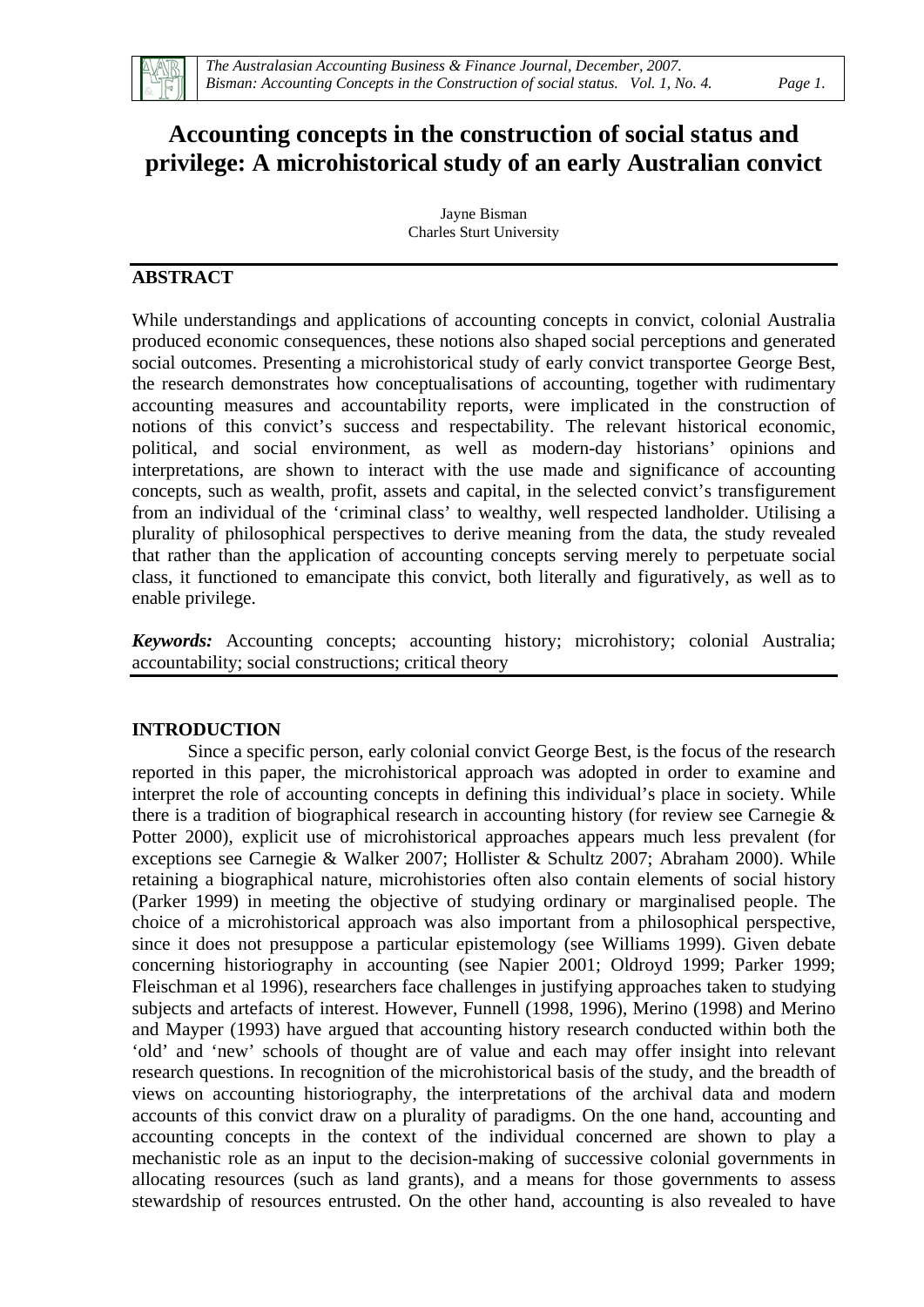# Accounting concepts in the construction of social status and privilege: A microhistorical study of an early Australian convict

Jayne Bisman
Charles Sturt University

## ABSTRACT

While understandings and applications of accounting concepts in convict, colonial Australia produced economic consequences, these notions also shaped social perceptions and generated social outcomes. Presenting a microhistorical study of early convict transportee George Best, the research demonstrates how conceptualisations of accounting, together with rudimentary accounting measures and accountability reports, were implicated in the construction of notions of this convict's success and respectability. The relevant historical economic, political, and social environment, as well as modern-day historians' opinions and interpretations, are shown to interact with the use made and significance of accounting concepts, such as wealth, profit, assets and capital, in the selected convict's transfigurement from an individual of the 'criminal class' to wealthy, well respected landholder. Utilising a plurality of philosophical perspectives to derive meaning from the data, the study revealed that rather than the application of accounting concepts serving merely to perpetuate social class, it functioned to emancipate this convict, both literally and figuratively, as well as to enable privilege.

***Keywords:*** Accounting concepts; accounting history; microhistory; colonial Australia; accountability; social constructions; critical theory

## INTRODUCTION

Since a specific person, early colonial convict George Best, is the focus of the research reported in this paper, the microhistorical approach was adopted in order to examine and interpret the role of accounting concepts in defining this individual's place in society. While there is a tradition of biographical research in accounting history (for review see Carnegie & Potter 2000), explicit use of microhistorical approaches appears much less prevalent (for exceptions see Carnegie & Walker 2007; Hollister & Schultz 2007; Abraham 2000). While retaining a biographical nature, microhistories often also contain elements of social history (Parker 1999) in meeting the objective of studying ordinary or marginalised people. The choice of a microhistorical approach was also important from a philosophical perspective, since it does not presuppose a particular epistemology (see Williams 1999). Given debate concerning historiography in accounting (see Napier 2001; Oldroyd 1999; Parker 1999; Fleischman et al 1996), researchers face challenges in justifying approaches taken to studying subjects and artefacts of interest. However, Funnell (1998, 1996), Merino (1998) and Merino and Mayper (1993) have argued that accounting history research conducted within both the 'old' and 'new' schools of thought are of value and each may offer insight into relevant research questions. In recognition of the microhistorical basis of the study, and the breadth of views on accounting historiography, the interpretations of the archival data and modern accounts of this convict draw on a plurality of paradigms. On the one hand, accounting and accounting concepts in the context of the individual concerned are shown to play a mechanistic role as an input to the decision-making of successive colonial governments in allocating resources (such as land grants), and a means for those governments to assess stewardship of resources entrusted. On the other hand, accounting is also revealed to have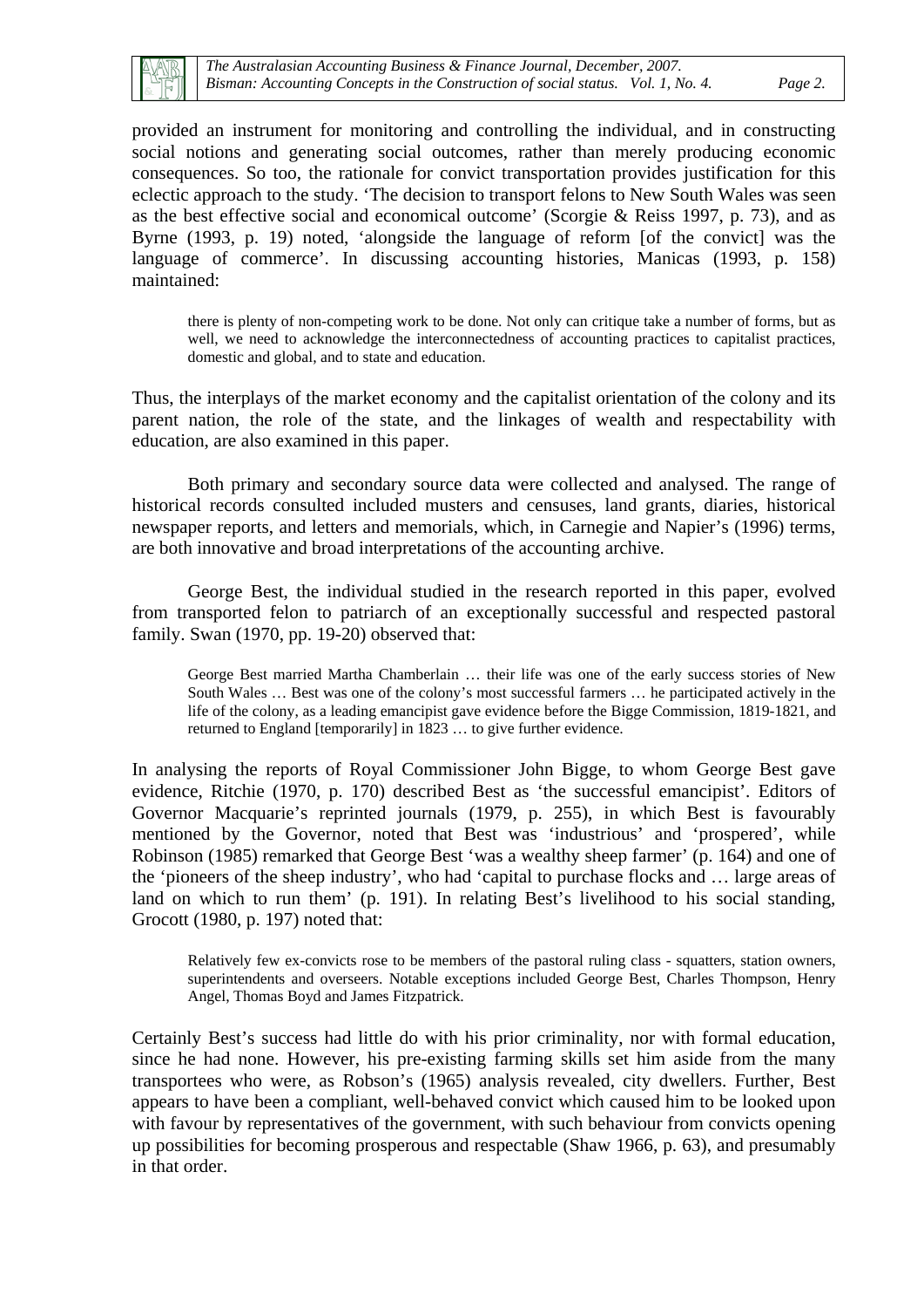provided an instrument for monitoring and controlling the individual, and in constructing social notions and generating social outcomes, rather than merely producing economic consequences. So too, the rationale for convict transportation provides justification for this eclectic approach to the study. 'The decision to transport felons to New South Wales was seen as the best effective social and economical outcome' (Scorgie & Reiss 1997, p. 73), and as Byrne (1993, p. 19) noted, 'alongside the language of reform [of the convict] was the language of commerce'. In discussing accounting histories, Manicas (1993, p. 158) maintained:

> there is plenty of non-competing work to be done. Not only can critique take a number of forms, but as well, we need to acknowledge the interconnectedness of accounting practices to capitalist practices, domestic and global, and to state and education.

Thus, the interplays of the market economy and the capitalist orientation of the colony and its parent nation, the role of the state, and the linkages of wealth and respectability with education, are also examined in this paper.

Both primary and secondary source data were collected and analysed. The range of historical records consulted included musters and censuses, land grants, diaries, historical newspaper reports, and letters and memorials, which, in Carnegie and Napier's (1996) terms, are both innovative and broad interpretations of the accounting archive.

George Best, the individual studied in the research reported in this paper, evolved from transported felon to patriarch of an exceptionally successful and respected pastoral family. Swan (1970, pp. 19-20) observed that:

> George Best married Martha Chamberlain … their life was one of the early success stories of New South Wales … Best was one of the colony's most successful farmers … he participated actively in the life of the colony, as a leading emancipist gave evidence before the Bigge Commission, 1819-1821, and returned to England [temporarily] in 1823 … to give further evidence.

In analysing the reports of Royal Commissioner John Bigge, to whom George Best gave evidence, Ritchie (1970, p. 170) described Best as 'the successful emancipist'. Editors of Governor Macquarie's reprinted journals (1979, p. 255), in which Best is favourably mentioned by the Governor, noted that Best was 'industrious' and 'prospered', while Robinson (1985) remarked that George Best 'was a wealthy sheep farmer' (p. 164) and one of the 'pioneers of the sheep industry', who had 'capital to purchase flocks and … large areas of land on which to run them' (p. 191). In relating Best's livelihood to his social standing, Grocott (1980, p. 197) noted that:

> Relatively few ex-convicts rose to be members of the pastoral ruling class - squatters, station owners, superintendents and overseers. Notable exceptions included George Best, Charles Thompson, Henry Angel, Thomas Boyd and James Fitzpatrick.

Certainly Best's success had little do with his prior criminality, nor with formal education, since he had none. However, his pre-existing farming skills set him aside from the many transportees who were, as Robson's (1965) analysis revealed, city dwellers. Further, Best appears to have been a compliant, well-behaved convict which caused him to be looked upon with favour by representatives of the government, with such behaviour from convicts opening up possibilities for becoming prosperous and respectable (Shaw 1966, p. 63), and presumably in that order.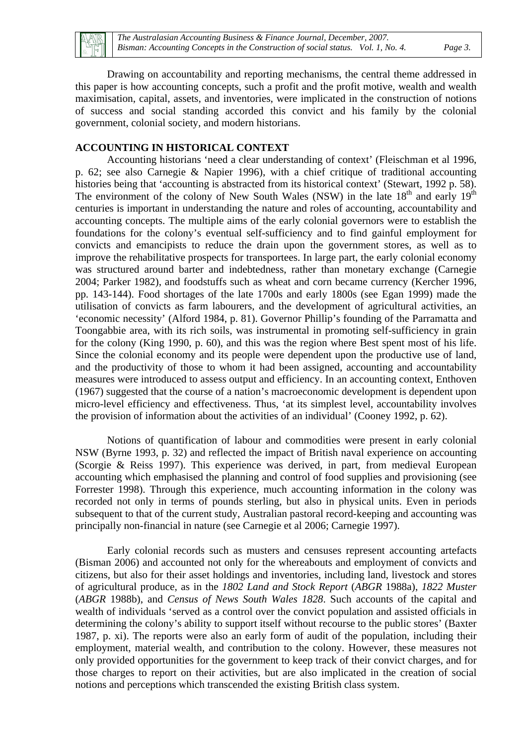Drawing on accountability and reporting mechanisms, the central theme addressed in this paper is how accounting concepts, such a profit and the profit motive, wealth and wealth maximisation, capital, assets, and inventories, were implicated in the construction of notions of success and social standing accorded this convict and his family by the colonial government, colonial society, and modern historians.

## ACCOUNTING IN HISTORICAL CONTEXT

Accounting historians 'need a clear understanding of context' (Fleischman et al 1996, p. 62; see also Carnegie & Napier 1996), with a chief critique of traditional accounting histories being that 'accounting is abstracted from its historical context' (Stewart, 1992 p. 58). The environment of the colony of New South Wales (NSW) in the late 18th and early 19th centuries is important in understanding the nature and roles of accounting, accountability and accounting concepts. The multiple aims of the early colonial governors were to establish the foundations for the colony's eventual self-sufficiency and to find gainful employment for convicts and emancipists to reduce the drain upon the government stores, as well as to improve the rehabilitative prospects for transportees. In large part, the early colonial economy was structured around barter and indebtedness, rather than monetary exchange (Carnegie 2004; Parker 1982), and foodstuffs such as wheat and corn became currency (Kercher 1996, pp. 143-144). Food shortages of the late 1700s and early 1800s (see Egan 1999) made the utilisation of convicts as farm labourers, and the development of agricultural activities, an 'economic necessity' (Alford 1984, p. 81). Governor Phillip's founding of the Parramatta and Toongabbie area, with its rich soils, was instrumental in promoting self-sufficiency in grain for the colony (King 1990, p. 60), and this was the region where Best spent most of his life. Since the colonial economy and its people were dependent upon the productive use of land, and the productivity of those to whom it had been assigned, accounting and accountability measures were introduced to assess output and efficiency. In an accounting context, Enthoven (1967) suggested that the course of a nation's macroeconomic development is dependent upon micro-level efficiency and effectiveness. Thus, 'at its simplest level, accountability involves the provision of information about the activities of an individual' (Cooney 1992, p. 62).

Notions of quantification of labour and commodities were present in early colonial NSW (Byrne 1993, p. 32) and reflected the impact of British naval experience on accounting (Scorgie & Reiss 1997). This experience was derived, in part, from medieval European accounting which emphasised the planning and control of food supplies and provisioning (see Forrester 1998). Through this experience, much accounting information in the colony was recorded not only in terms of pounds sterling, but also in physical units. Even in periods subsequent to that of the current study, Australian pastoral record-keeping and accounting was principally non-financial in nature (see Carnegie et al 2006; Carnegie 1997).

Early colonial records such as musters and censuses represent accounting artefacts (Bisman 2006) and accounted not only for the whereabouts and employment of convicts and citizens, but also for their asset holdings and inventories, including land, livestock and stores of agricultural produce, as in the *1802 Land and Stock Report* (*ABGR* 1988a), *1822 Muster* (*ABGR* 1988b), and *Census of News South Wales 1828*. Such accounts of the capital and wealth of individuals 'served as a control over the convict population and assisted officials in determining the colony's ability to support itself without recourse to the public stores' (Baxter 1987, p. xi). The reports were also an early form of audit of the population, including their employment, material wealth, and contribution to the colony. However, these measures not only provided opportunities for the government to keep track of their convict charges, and for those charges to report on their activities, but are also implicated in the creation of social notions and perceptions which transcended the existing British class system.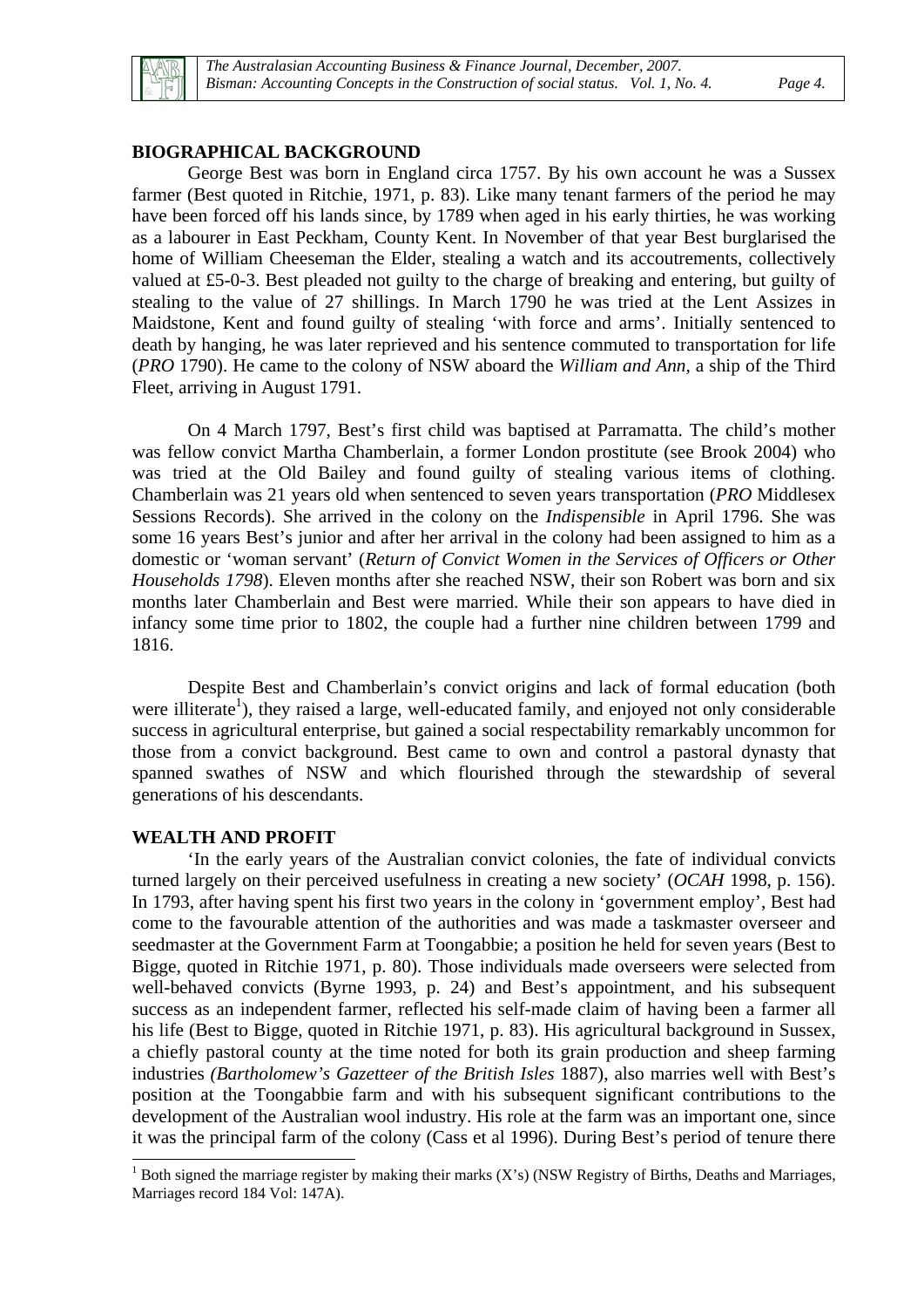## BIOGRAPHICAL BACKGROUND

George Best was born in England circa 1757. By his own account he was a Sussex farmer (Best quoted in Ritchie, 1971, p. 83). Like many tenant farmers of the period he may have been forced off his lands since, by 1789 when aged in his early thirties, he was working as a labourer in East Peckham, County Kent. In November of that year Best burglarised the home of William Cheeseman the Elder, stealing a watch and its accoutrements, collectively valued at £5-0-3. Best pleaded not guilty to the charge of breaking and entering, but guilty of stealing to the value of 27 shillings. In March 1790 he was tried at the Lent Assizes in Maidstone, Kent and found guilty of stealing 'with force and arms'. Initially sentenced to death by hanging, he was later reprieved and his sentence commuted to transportation for life (*PRO* 1790). He came to the colony of NSW aboard the *William and Ann*, a ship of the Third Fleet, arriving in August 1791.

On 4 March 1797, Best's first child was baptised at Parramatta. The child's mother was fellow convict Martha Chamberlain, a former London prostitute (see Brook 2004) who was tried at the Old Bailey and found guilty of stealing various items of clothing. Chamberlain was 21 years old when sentenced to seven years transportation (*PRO* Middlesex Sessions Records). She arrived in the colony on the *Indispensible* in April 1796. She was some 16 years Best's junior and after her arrival in the colony had been assigned to him as a domestic or 'woman servant' (*Return of Convict Women in the Services of Officers or Other Households 1798*). Eleven months after she reached NSW, their son Robert was born and six months later Chamberlain and Best were married. While their son appears to have died in infancy some time prior to 1802, the couple had a further nine children between 1799 and 1816.

Despite Best and Chamberlain's convict origins and lack of formal education (both were illiterate[1]), they raised a large, well-educated family, and enjoyed not only considerable success in agricultural enterprise, but gained a social respectability remarkably uncommon for those from a convict background. Best came to own and control a pastoral dynasty that spanned swathes of NSW and which flourished through the stewardship of several generations of his descendants.

## WEALTH AND PROFIT

'In the early years of the Australian convict colonies, the fate of individual convicts turned largely on their perceived usefulness in creating a new society' (*OCAH* 1998, p. 156). In 1793, after having spent his first two years in the colony in 'government employ', Best had come to the favourable attention of the authorities and was made a taskmaster overseer and seedmaster at the Government Farm at Toongabbie; a position he held for seven years (Best to Bigge, quoted in Ritchie 1971, p. 80). Those individuals made overseers were selected from well-behaved convicts (Byrne 1993, p. 24) and Best's appointment, and his subsequent success as an independent farmer, reflected his self-made claim of having been a farmer all his life (Best to Bigge, quoted in Ritchie 1971, p. 83). His agricultural background in Sussex, a chiefly pastoral county at the time noted for both its grain production and sheep farming industries *(Bartholomew's Gazetteer of the British Isles* 1887), also marries well with Best's position at the Toongabbie farm and with his subsequent significant contributions to the development of the Australian wool industry. His role at the farm was an important one, since it was the principal farm of the colony (Cass et al 1996). During Best's period of tenure there

[1] Both signed the marriage register by making their marks (X's) (NSW Registry of Births, Deaths and Marriages, Marriages record 184 Vol: 147A).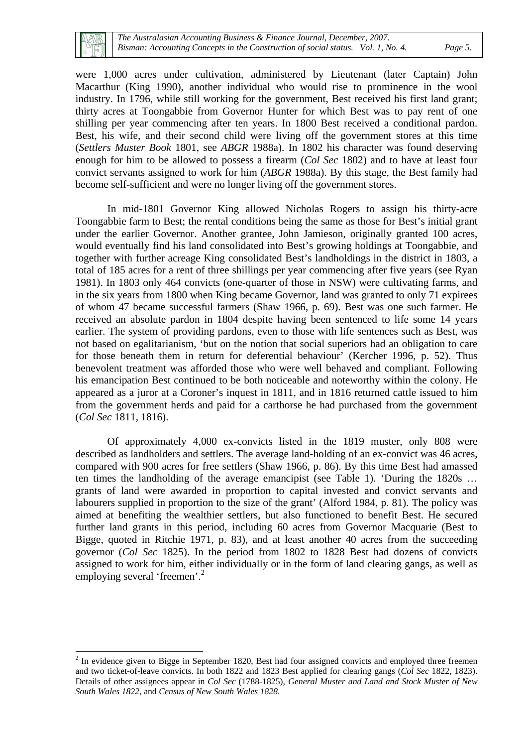were 1,000 acres under cultivation, administered by Lieutenant (later Captain) John Macarthur (King 1990), another individual who would rise to prominence in the wool industry. In 1796, while still working for the government, Best received his first land grant; thirty acres at Toongabbie from Governor Hunter for which Best was to pay rent of one shilling per year commencing after ten years. In 1800 Best received a conditional pardon. Best, his wife, and their second child were living off the government stores at this time (*Settlers Muster Book* 1801, see *ABGR* 1988a). In 1802 his character was found deserving enough for him to be allowed to possess a firearm (*Col Sec* 1802) and to have at least four convict servants assigned to work for him (*ABGR* 1988a). By this stage, the Best family had become self-sufficient and were no longer living off the government stores.

In mid-1801 Governor King allowed Nicholas Rogers to assign his thirty-acre Toongabbie farm to Best; the rental conditions being the same as those for Best's initial grant under the earlier Governor. Another grantee, John Jamieson, originally granted 100 acres, would eventually find his land consolidated into Best's growing holdings at Toongabbie, and together with further acreage King consolidated Best's landholdings in the district in 1803, a total of 185 acres for a rent of three shillings per year commencing after five years (see Ryan 1981). In 1803 only 464 convicts (one-quarter of those in NSW) were cultivating farms, and in the six years from 1800 when King became Governor, land was granted to only 71 expirees of whom 47 became successful farmers (Shaw 1966, p. 69). Best was one such farmer. He received an absolute pardon in 1804 despite having been sentenced to life some 14 years earlier. The system of providing pardons, even to those with life sentences such as Best, was not based on egalitarianism, 'but on the notion that social superiors had an obligation to care for those beneath them in return for deferential behaviour' (Kercher 1996, p. 52). Thus benevolent treatment was afforded those who were well behaved and compliant. Following his emancipation Best continued to be both noticeable and noteworthy within the colony. He appeared as a juror at a Coroner's inquest in 1811, and in 1816 returned cattle issued to him from the government herds and paid for a carthorse he had purchased from the government (*Col Sec* 1811, 1816).

Of approximately 4,000 ex-convicts listed in the 1819 muster, only 808 were described as landholders and settlers. The average land-holding of an ex-convict was 46 acres, compared with 900 acres for free settlers (Shaw 1966, p. 86). By this time Best had amassed ten times the landholding of the average emancipist (see Table 1). 'During the 1820s … grants of land were awarded in proportion to capital invested and convict servants and labourers supplied in proportion to the size of the grant' (Alford 1984, p. 81). The policy was aimed at benefiting the wealthier settlers, but also functioned to benefit Best. He secured further land grants in this period, including 60 acres from Governor Macquarie (Best to Bigge, quoted in Ritchie 1971, p. 83), and at least another 40 acres from the succeeding governor (*Col Sec* 1825). In the period from 1802 to 1828 Best had dozens of convicts assigned to work for him, either individually or in the form of land clearing gangs, as well as employing several 'freemen'.[2]

---

[2] In evidence given to Bigge in September 1820, Best had four assigned convicts and employed three freemen and two ticket-of-leave convicts. In both 1822 and 1823 Best applied for clearing gangs (*Col Sec* 1822, 1823). Details of other assignees appear in *Col Sec* (1788-1825), *General Muster and Land and Stock Muster of New South Wales 1822*, and *Census of New South Wales 1828*.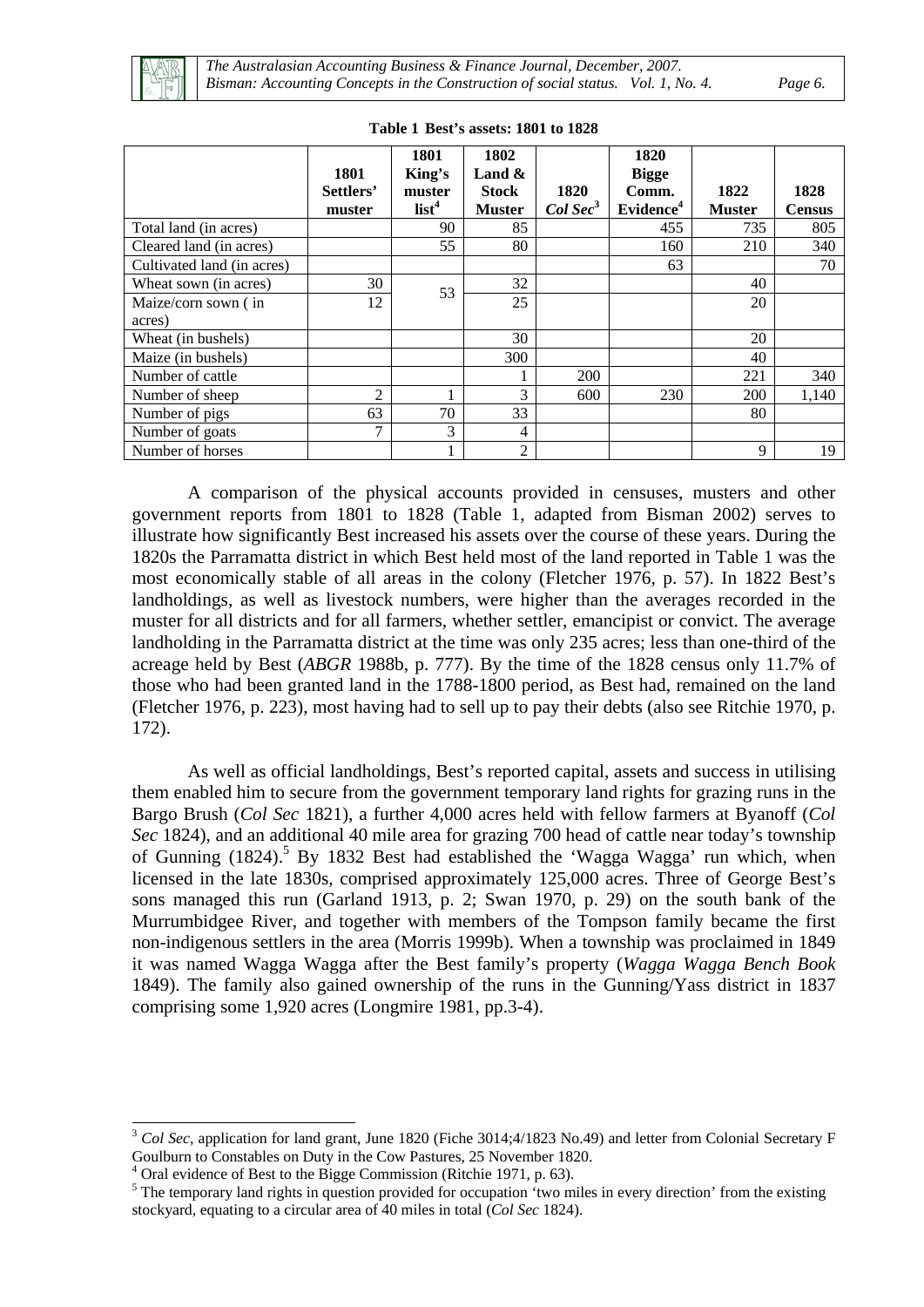**Table 1 Best's assets: 1801 to 1828**

| | 1801 Settlers' muster | 1801 King's muster list[4] | 1802 Land & Stock Muster | 1820 *Col Sec*[3] | 1820 Bigge Comm. Evidence[4] | 1822 Muster | 1828 Census |
|---|---|---|---|---|---|---|---|
| Total land (in acres) | | 90 | 85 | | 455 | 735 | 805 |
| Cleared land (in acres) | | 55 | 80 | | 160 | 210 | 340 |
| Cultivated land (in acres) | | | | | 63 | | 70 |
| Wheat sown (in acres) | 30 | 53 | 32 | | | 40 | |
| Maize/corn sown ( in acres) | 12 | | 25 | | | 20 | |
| Wheat (in bushels) | | | 30 | | | 20 | |
| Maize (in bushels) | | | 300 | | | 40 | |
| Number of cattle | | | 1 | 200 | | 221 | 340 |
| Number of sheep | 2 | 1 | 3 | 600 | 230 | 200 | 1,140 |
| Number of pigs | 63 | 70 | 33 | | | 80 | |
| Number of goats | 7 | 3 | 4 | | | | |
| Number of horses | | 1 | 2 | | | 9 | 19 |

A comparison of the physical accounts provided in censuses, musters and other government reports from 1801 to 1828 (Table 1, adapted from Bisman 2002) serves to illustrate how significantly Best increased his assets over the course of these years. During the 1820s the Parramatta district in which Best held most of the land reported in Table 1 was the most economically stable of all areas in the colony (Fletcher 1976, p. 57). In 1822 Best's landholdings, as well as livestock numbers, were higher than the averages recorded in the muster for all districts and for all farmers, whether settler, emancipist or convict. The average landholding in the Parramatta district at the time was only 235 acres; less than one-third of the acreage held by Best (*ABGR* 1988b, p. 777). By the time of the 1828 census only 11.7% of those who had been granted land in the 1788-1800 period, as Best had, remained on the land (Fletcher 1976, p. 223), most having had to sell up to pay their debts (also see Ritchie 1970, p. 172).

As well as official landholdings, Best's reported capital, assets and success in utilising them enabled him to secure from the government temporary land rights for grazing runs in the Bargo Brush (*Col Sec* 1821), a further 4,000 acres held with fellow farmers at Byanoff (*Col Sec* 1824), and an additional 40 mile area for grazing 700 head of cattle near today's township of Gunning (1824).[5] By 1832 Best had established the 'Wagga Wagga' run which, when licensed in the late 1830s, comprised approximately 125,000 acres. Three of George Best's sons managed this run (Garland 1913, p. 2; Swan 1970, p. 29) on the south bank of the Murrumbidgee River, and together with members of the Tompson family became the first non-indigenous settlers in the area (Morris 1999b). When a township was proclaimed in 1849 it was named Wagga Wagga after the Best family's property (*Wagga Wagga Bench Book* 1849). The family also gained ownership of the runs in the Gunning/Yass district in 1837 comprising some 1,920 acres (Longmire 1981, pp.3-4).

---

[3] *Col Sec*, application for land grant, June 1820 (Fiche 3014;4/1823 No.49) and letter from Colonial Secretary F Goulburn to Constables on Duty in the Cow Pastures, 25 November 1820.

[4] Oral evidence of Best to the Bigge Commission (Ritchie 1971, p. 63).

[5] The temporary land rights in question provided for occupation 'two miles in every direction' from the existing stockyard, equating to a circular area of 40 miles in total (*Col Sec* 1824).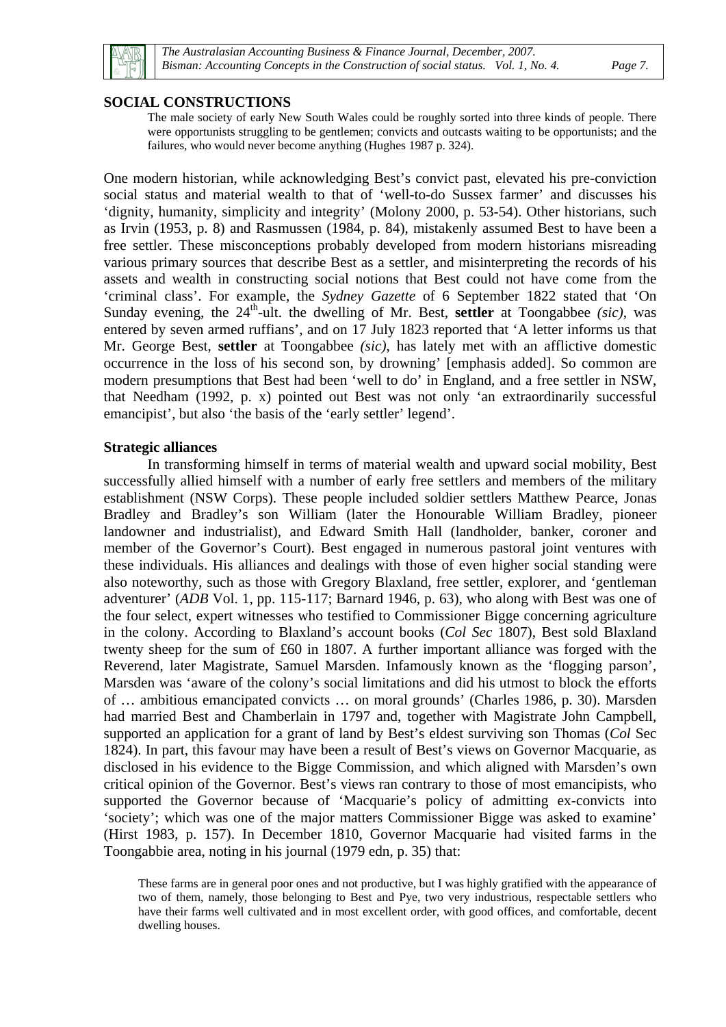## SOCIAL CONSTRUCTIONS

> The male society of early New South Wales could be roughly sorted into three kinds of people. There were opportunists struggling to be gentlemen; convicts and outcasts waiting to be opportunists; and the failures, who would never become anything (Hughes 1987 p. 324).

One modern historian, while acknowledging Best's convict past, elevated his pre-conviction social status and material wealth to that of 'well-to-do Sussex farmer' and discusses his 'dignity, humanity, simplicity and integrity' (Molony 2000, p. 53-54). Other historians, such as Irvin (1953, p. 8) and Rasmussen (1984, p. 84), mistakenly assumed Best to have been a free settler. These misconceptions probably developed from modern historians misreading various primary sources that describe Best as a settler, and misinterpreting the records of his assets and wealth in constructing social notions that Best could not have come from the 'criminal class'. For example, the *Sydney Gazette* of 6 September 1822 stated that 'On Sunday evening, the 24th-ult. the dwelling of Mr. Best, **settler** at Toongabbee *(sic)*, was entered by seven armed ruffians', and on 17 July 1823 reported that 'A letter informs us that Mr. George Best, **settler** at Toongabbee *(sic)*, has lately met with an afflictive domestic occurrence in the loss of his second son, by drowning' [emphasis added]. So common are modern presumptions that Best had been 'well to do' in England, and a free settler in NSW, that Needham (1992, p. x) pointed out Best was not only 'an extraordinarily successful emancipist', but also 'the basis of the 'early settler' legend'.

### Strategic alliances

In transforming himself in terms of material wealth and upward social mobility, Best successfully allied himself with a number of early free settlers and members of the military establishment (NSW Corps). These people included soldier settlers Matthew Pearce, Jonas Bradley and Bradley's son William (later the Honourable William Bradley, pioneer landowner and industrialist), and Edward Smith Hall (landholder, banker, coroner and member of the Governor's Court). Best engaged in numerous pastoral joint ventures with these individuals. His alliances and dealings with those of even higher social standing were also noteworthy, such as those with Gregory Blaxland, free settler, explorer, and 'gentleman adventurer' (*ADB* Vol. 1, pp. 115-117; Barnard 1946, p. 63), who along with Best was one of the four select, expert witnesses who testified to Commissioner Bigge concerning agriculture in the colony. According to Blaxland's account books (*Col Sec* 1807), Best sold Blaxland twenty sheep for the sum of £60 in 1807. A further important alliance was forged with the Reverend, later Magistrate, Samuel Marsden. Infamously known as the 'flogging parson', Marsden was 'aware of the colony's social limitations and did his utmost to block the efforts of … ambitious emancipated convicts … on moral grounds' (Charles 1986, p. 30). Marsden had married Best and Chamberlain in 1797 and, together with Magistrate John Campbell, supported an application for a grant of land by Best's eldest surviving son Thomas (*Col* Sec 1824). In part, this favour may have been a result of Best's views on Governor Macquarie, as disclosed in his evidence to the Bigge Commission, and which aligned with Marsden's own critical opinion of the Governor. Best's views ran contrary to those of most emancipists, who supported the Governor because of 'Macquarie's policy of admitting ex-convicts into 'society'; which was one of the major matters Commissioner Bigge was asked to examine' (Hirst 1983, p. 157). In December 1810, Governor Macquarie had visited farms in the Toongabbie area, noting in his journal (1979 edn, p. 35) that:

> These farms are in general poor ones and not productive, but I was highly gratified with the appearance of two of them, namely, those belonging to Best and Pye, two very industrious, respectable settlers who have their farms well cultivated and in most excellent order, with good offices, and comfortable, decent dwelling houses.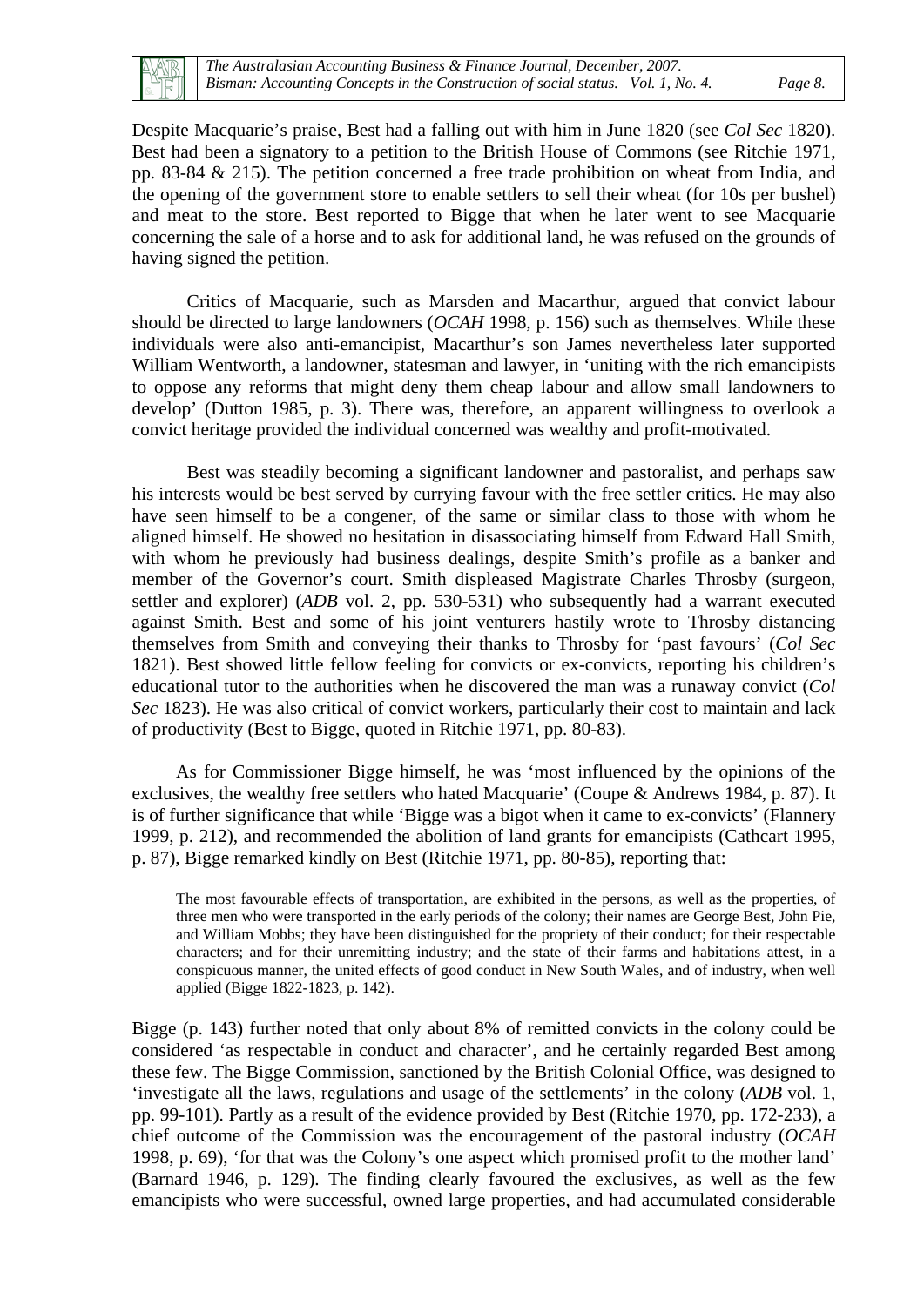Despite Macquarie's praise, Best had a falling out with him in June 1820 (see *Col Sec* 1820). Best had been a signatory to a petition to the British House of Commons (see Ritchie 1971, pp. 83-84 & 215). The petition concerned a free trade prohibition on wheat from India, and the opening of the government store to enable settlers to sell their wheat (for 10s per bushel) and meat to the store. Best reported to Bigge that when he later went to see Macquarie concerning the sale of a horse and to ask for additional land, he was refused on the grounds of having signed the petition.

Critics of Macquarie, such as Marsden and Macarthur, argued that convict labour should be directed to large landowners (*OCAH* 1998, p. 156) such as themselves. While these individuals were also anti-emancipist, Macarthur's son James nevertheless later supported William Wentworth, a landowner, statesman and lawyer, in 'uniting with the rich emancipists to oppose any reforms that might deny them cheap labour and allow small landowners to develop' (Dutton 1985, p. 3). There was, therefore, an apparent willingness to overlook a convict heritage provided the individual concerned was wealthy and profit-motivated.

Best was steadily becoming a significant landowner and pastoralist, and perhaps saw his interests would be best served by currying favour with the free settler critics. He may also have seen himself to be a congener, of the same or similar class to those with whom he aligned himself. He showed no hesitation in disassociating himself from Edward Hall Smith, with whom he previously had business dealings, despite Smith's profile as a banker and member of the Governor's court. Smith displeased Magistrate Charles Throsby (surgeon, settler and explorer) (*ADB* vol. 2, pp. 530-531) who subsequently had a warrant executed against Smith. Best and some of his joint venturers hastily wrote to Throsby distancing themselves from Smith and conveying their thanks to Throsby for 'past favours' (*Col Sec* 1821). Best showed little fellow feeling for convicts or ex-convicts, reporting his children's educational tutor to the authorities when he discovered the man was a runaway convict (*Col Sec* 1823). He was also critical of convict workers, particularly their cost to maintain and lack of productivity (Best to Bigge, quoted in Ritchie 1971, pp. 80-83).

As for Commissioner Bigge himself, he was 'most influenced by the opinions of the exclusives, the wealthy free settlers who hated Macquarie' (Coupe & Andrews 1984, p. 87). It is of further significance that while 'Bigge was a bigot when it came to ex-convicts' (Flannery 1999, p. 212), and recommended the abolition of land grants for emancipists (Cathcart 1995, p. 87), Bigge remarked kindly on Best (Ritchie 1971, pp. 80-85), reporting that:

> The most favourable effects of transportation, are exhibited in the persons, as well as the properties, of three men who were transported in the early periods of the colony; their names are George Best, John Pie, and William Mobbs; they have been distinguished for the propriety of their conduct; for their respectable characters; and for their unremitting industry; and the state of their farms and habitations attest, in a conspicuous manner, the united effects of good conduct in New South Wales, and of industry, when well applied (Bigge 1822-1823, p. 142).

Bigge (p. 143) further noted that only about 8% of remitted convicts in the colony could be considered 'as respectable in conduct and character', and he certainly regarded Best among these few. The Bigge Commission, sanctioned by the British Colonial Office, was designed to 'investigate all the laws, regulations and usage of the settlements' in the colony (*ADB* vol. 1, pp. 99-101). Partly as a result of the evidence provided by Best (Ritchie 1970, pp. 172-233), a chief outcome of the Commission was the encouragement of the pastoral industry (*OCAH* 1998, p. 69), 'for that was the Colony's one aspect which promised profit to the mother land' (Barnard 1946, p. 129). The finding clearly favoured the exclusives, as well as the few emancipists who were successful, owned large properties, and had accumulated considerable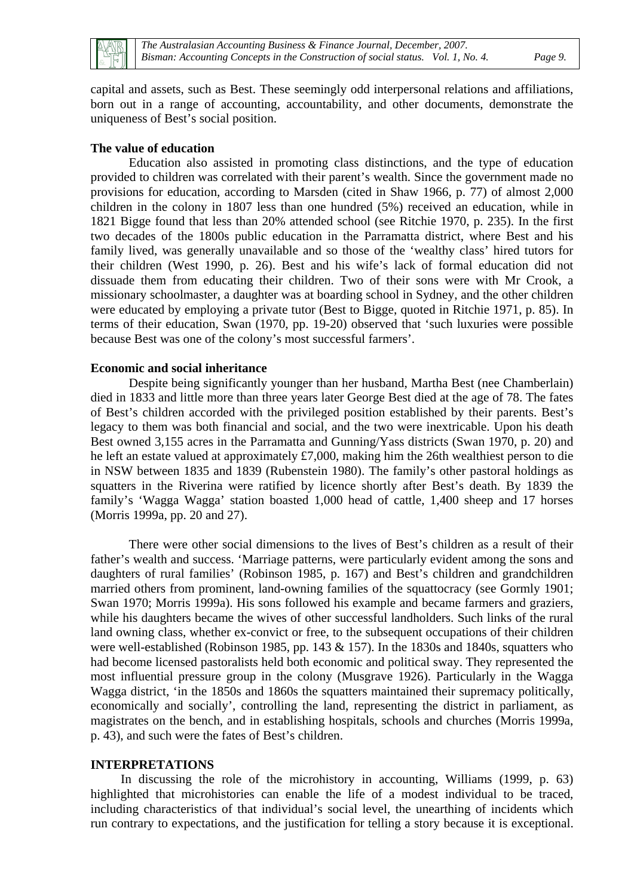capital and assets, such as Best. These seemingly odd interpersonal relations and affiliations, born out in a range of accounting, accountability, and other documents, demonstrate the uniqueness of Best's social position.

**The value of education**

Education also assisted in promoting class distinctions, and the type of education provided to children was correlated with their parent's wealth. Since the government made no provisions for education, according to Marsden (cited in Shaw 1966, p. 77) of almost 2,000 children in the colony in 1807 less than one hundred (5%) received an education, while in 1821 Bigge found that less than 20% attended school (see Ritchie 1970, p. 235). In the first two decades of the 1800s public education in the Parramatta district, where Best and his family lived, was generally unavailable and so those of the 'wealthy class' hired tutors for their children (West 1990, p. 26). Best and his wife's lack of formal education did not dissuade them from educating their children. Two of their sons were with Mr Crook, a missionary schoolmaster, a daughter was at boarding school in Sydney, and the other children were educated by employing a private tutor (Best to Bigge, quoted in Ritchie 1971, p. 85). In terms of their education, Swan (1970, pp. 19-20) observed that 'such luxuries were possible because Best was one of the colony's most successful farmers'.

**Economic and social inheritance**

Despite being significantly younger than her husband, Martha Best (nee Chamberlain) died in 1833 and little more than three years later George Best died at the age of 78. The fates of Best's children accorded with the privileged position established by their parents. Best's legacy to them was both financial and social, and the two were inextricable. Upon his death Best owned 3,155 acres in the Parramatta and Gunning/Yass districts (Swan 1970, p. 20) and he left an estate valued at approximately £7,000, making him the 26th wealthiest person to die in NSW between 1835 and 1839 (Rubenstein 1980). The family's other pastoral holdings as squatters in the Riverina were ratified by licence shortly after Best's death. By 1839 the family's 'Wagga Wagga' station boasted 1,000 head of cattle, 1,400 sheep and 17 horses (Morris 1999a, pp. 20 and 27).

There were other social dimensions to the lives of Best's children as a result of their father's wealth and success. 'Marriage patterns, were particularly evident among the sons and daughters of rural families' (Robinson 1985, p. 167) and Best's children and grandchildren married others from prominent, land-owning families of the squattocracy (see Gormly 1901; Swan 1970; Morris 1999a). His sons followed his example and became farmers and graziers, while his daughters became the wives of other successful landholders. Such links of the rural land owning class, whether ex-convict or free, to the subsequent occupations of their children were well-established (Robinson 1985, pp. 143 & 157). In the 1830s and 1840s, squatters who had become licensed pastoralists held both economic and political sway. They represented the most influential pressure group in the colony (Musgrave 1926). Particularly in the Wagga Wagga district, 'in the 1850s and 1860s the squatters maintained their supremacy politically, economically and socially', controlling the land, representing the district in parliament, as magistrates on the bench, and in establishing hospitals, schools and churches (Morris 1999a, p. 43), and such were the fates of Best's children.

## INTERPRETATIONS

In discussing the role of the microhistory in accounting, Williams (1999, p. 63) highlighted that microhistories can enable the life of a modest individual to be traced, including characteristics of that individual's social level, the unearthing of incidents which run contrary to expectations, and the justification for telling a story because it is exceptional.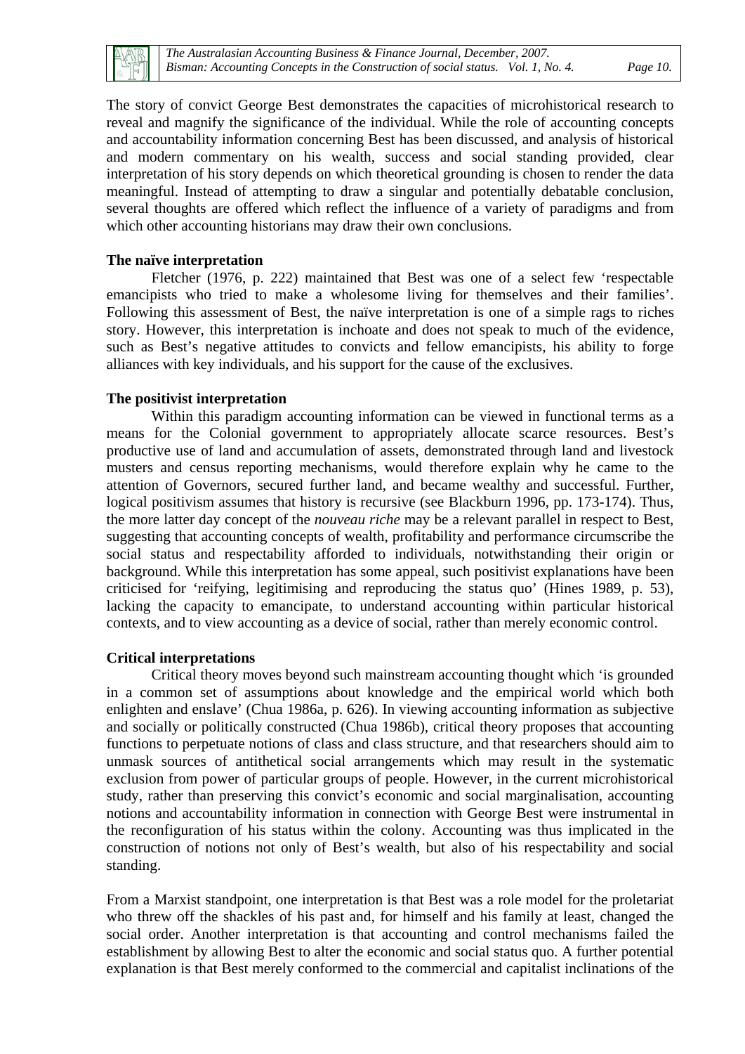The story of convict George Best demonstrates the capacities of microhistorical research to reveal and magnify the significance of the individual. While the role of accounting concepts and accountability information concerning Best has been discussed, and analysis of historical and modern commentary on his wealth, success and social standing provided, clear interpretation of his story depends on which theoretical grounding is chosen to render the data meaningful. Instead of attempting to draw a singular and potentially debatable conclusion, several thoughts are offered which reflect the influence of a variety of paradigms and from which other accounting historians may draw their own conclusions.

**The naïve interpretation**

Fletcher (1976, p. 222) maintained that Best was one of a select few 'respectable emancipists who tried to make a wholesome living for themselves and their families'. Following this assessment of Best, the naïve interpretation is one of a simple rags to riches story. However, this interpretation is inchoate and does not speak to much of the evidence, such as Best's negative attitudes to convicts and fellow emancipists, his ability to forge alliances with key individuals, and his support for the cause of the exclusives.

**The positivist interpretation**

Within this paradigm accounting information can be viewed in functional terms as a means for the Colonial government to appropriately allocate scarce resources. Best's productive use of land and accumulation of assets, demonstrated through land and livestock musters and census reporting mechanisms, would therefore explain why he came to the attention of Governors, secured further land, and became wealthy and successful. Further, logical positivism assumes that history is recursive (see Blackburn 1996, pp. 173-174). Thus, the more latter day concept of the *nouveau riche* may be a relevant parallel in respect to Best, suggesting that accounting concepts of wealth, profitability and performance circumscribe the social status and respectability afforded to individuals, notwithstanding their origin or background. While this interpretation has some appeal, such positivist explanations have been criticised for 'reifying, legitimising and reproducing the status quo' (Hines 1989, p. 53), lacking the capacity to emancipate, to understand accounting within particular historical contexts, and to view accounting as a device of social, rather than merely economic control.

**Critical interpretations**

Critical theory moves beyond such mainstream accounting thought which 'is grounded in a common set of assumptions about knowledge and the empirical world which both enlighten and enslave' (Chua 1986a, p. 626). In viewing accounting information as subjective and socially or politically constructed (Chua 1986b), critical theory proposes that accounting functions to perpetuate notions of class and class structure, and that researchers should aim to unmask sources of antithetical social arrangements which may result in the systematic exclusion from power of particular groups of people. However, in the current microhistorical study, rather than preserving this convict's economic and social marginalisation, accounting notions and accountability information in connection with George Best were instrumental in the reconfiguration of his status within the colony. Accounting was thus implicated in the construction of notions not only of Best's wealth, but also of his respectability and social standing.

From a Marxist standpoint, one interpretation is that Best was a role model for the proletariat who threw off the shackles of his past and, for himself and his family at least, changed the social order. Another interpretation is that accounting and control mechanisms failed the establishment by allowing Best to alter the economic and social status quo. A further potential explanation is that Best merely conformed to the commercial and capitalist inclinations of the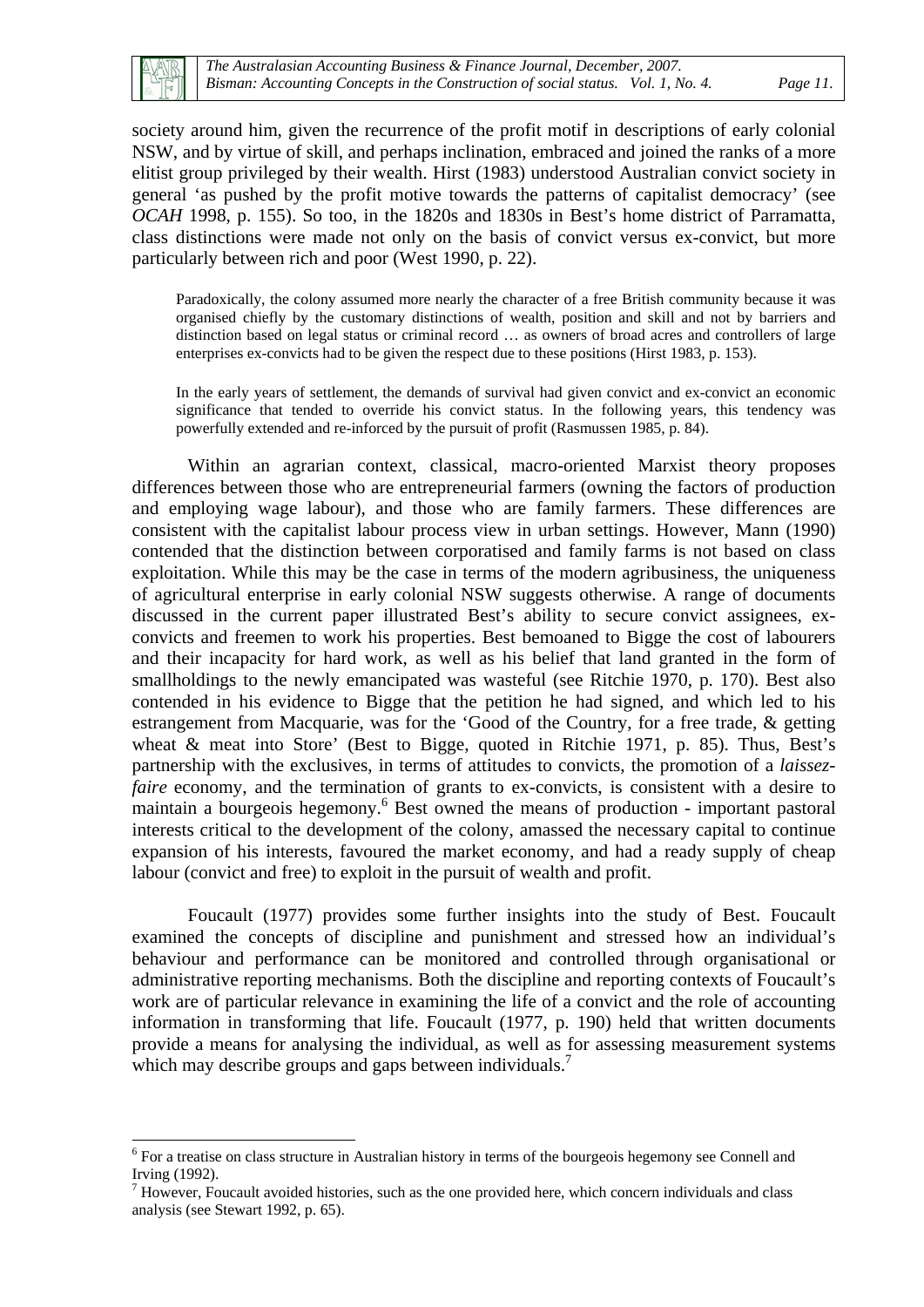society around him, given the recurrence of the profit motif in descriptions of early colonial NSW, and by virtue of skill, and perhaps inclination, embraced and joined the ranks of a more elitist group privileged by their wealth. Hirst (1983) understood Australian convict society in general 'as pushed by the profit motive towards the patterns of capitalist democracy' (see *OCAH* 1998, p. 155). So too, in the 1820s and 1830s in Best's home district of Parramatta, class distinctions were made not only on the basis of convict versus ex-convict, but more particularly between rich and poor (West 1990, p. 22).

> Paradoxically, the colony assumed more nearly the character of a free British community because it was organised chiefly by the customary distinctions of wealth, position and skill and not by barriers and distinction based on legal status or criminal record … as owners of broad acres and controllers of large enterprises ex-convicts had to be given the respect due to these positions (Hirst 1983, p. 153).

> In the early years of settlement, the demands of survival had given convict and ex-convict an economic significance that tended to override his convict status. In the following years, this tendency was powerfully extended and re-inforced by the pursuit of profit (Rasmussen 1985, p. 84).

Within an agrarian context, classical, macro-orientated Marxist theory proposes differences between those who are entrepreneurial farmers (owning the factors of production and employing wage labour), and those who are family farmers. These differences are consistent with the capitalist labour process view in urban settings. However, Mann (1990) contended that the distinction between corporatised and family farms is not based on class exploitation. While this may be the case in terms of the modern agribusiness, the uniqueness of agricultural enterprise in early colonial NSW suggests otherwise. A range of documents discussed in the current paper illustrated Best's ability to secure convict assignees, ex-convicts and freemen to work his properties. Best bemoaned to Bigge the cost of labourers and their incapacity for hard work, as well as his belief that land granted in the form of smallholdings to the newly emancipated was wasteful (see Ritchie 1970, p. 170). Best also contended in his evidence to Bigge that the petition he had signed, and which led to his estrangement from Macquarie, was for the 'Good of the Country, for a free trade, & getting wheat & meat into Store' (Best to Bigge, quoted in Ritchie 1971, p. 85). Thus, Best's partnership with the exclusives, in terms of attitudes to convicts, the promotion of a *laissez-faire* economy, and the termination of grants to ex-convicts, is consistent with a desire to maintain a bourgeois hegemony.[6] Best owned the means of production - important pastoral interests critical to the development of the colony, amassed the necessary capital to continue expansion of his interests, favoured the market economy, and had a ready supply of cheap labour (convict and free) to exploit in the pursuit of wealth and profit.

Foucault (1977) provides some further insights into the study of Best. Foucault examined the concepts of discipline and punishment and stressed how an individual's behaviour and performance can be monitored and controlled through organisational or administrative reporting mechanisms. Both the discipline and reporting contexts of Foucault's work are of particular relevance in examining the life of a convict and the role of accounting information in transforming that life. Foucault (1977, p. 190) held that written documents provide a means for analysing the individual, as well as for assessing measurement systems which may describe groups and gaps between individuals.[7]

---

[6] For a treatise on class structure in Australian history in terms of the bourgeois hegemony see Connell and Irving (1992).

[7] However, Foucault avoided histories, such as the one provided here, which concern individuals and class analysis (see Stewart 1992, p. 65).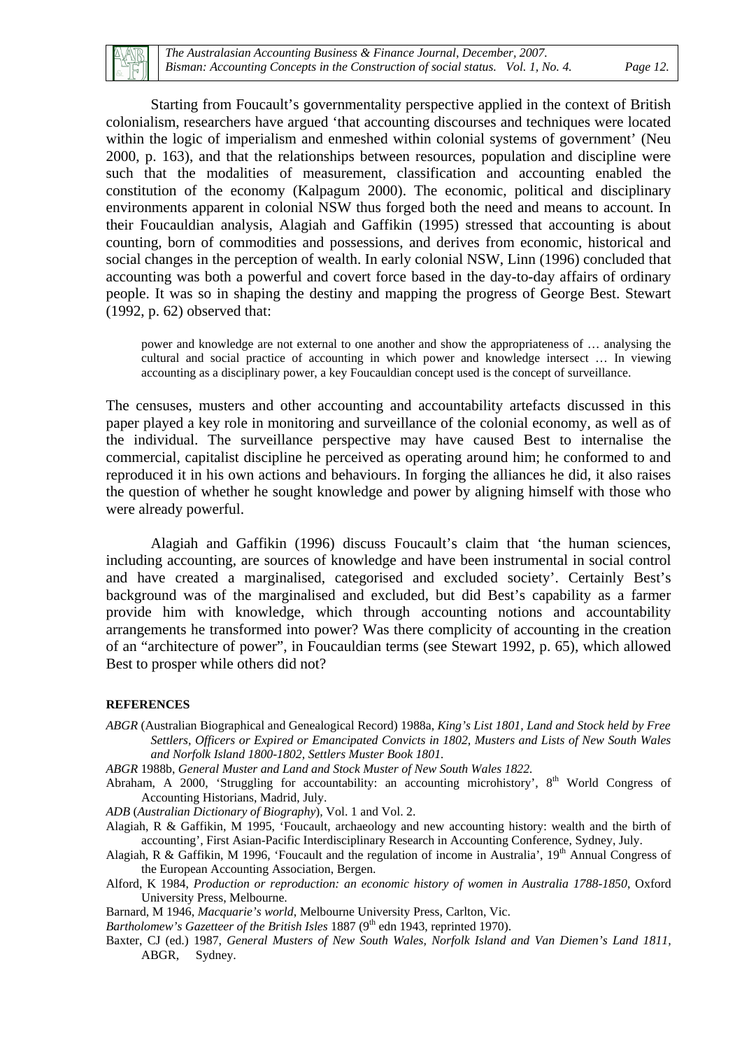Starting from Foucault's governmentality perspective applied in the context of British colonialism, researchers have argued 'that accounting discourses and techniques were located within the logic of imperialism and enmeshed within colonial systems of government' (Neu 2000, p. 163), and that the relationships between resources, population and discipline were such that the modalities of measurement, classification and accounting enabled the constitution of the economy (Kalpagum 2000). The economic, political and disciplinary environments apparent in colonial NSW thus forged both the need and means to account. In their Foucauldian analysis, Alagiah and Gaffikin (1995) stressed that accounting is about counting, born of commodities and possessions, and derives from economic, historical and social changes in the perception of wealth. In early colonial NSW, Linn (1996) concluded that accounting was both a powerful and covert force based in the day-to-day affairs of ordinary people. It was so in shaping the destiny and mapping the progress of George Best. Stewart (1992, p. 62) observed that:

> power and knowledge are not external to one another and show the appropriateness of … analysing the cultural and social practice of accounting in which power and knowledge intersect … In viewing accounting as a disciplinary power, a key Foucauldian concept used is the concept of surveillance.

The censuses, musters and other accounting and accountability artefacts discussed in this paper played a key role in monitoring and surveillance of the colonial economy, as well as of the individual. The surveillance perspective may have caused Best to internalise the commercial, capitalist discipline he perceived as operating around him; he conformed to and reproduced it in his own actions and behaviours. In forging the alliances he did, it also raises the question of whether he sought knowledge and power by aligning himself with those who were already powerful.

Alagiah and Gaffikin (1996) discuss Foucault's claim that 'the human sciences, including accounting, are sources of knowledge and have been instrumental in social control and have created a marginalised, categorised and excluded society'. Certainly Best's background was of the marginalised and excluded, but did Best's capability as a farmer provide him with knowledge, which through accounting notions and accountability arrangements he transformed into power? Was there complicity of accounting in the creation of an "architecture of power", in Foucauldian terms (see Stewart 1992, p. 65), which allowed Best to prosper while others did not?

**REFERENCES**

*ABGR* (Australian Biographical and Genealogical Record) 1988a, *King's List 1801, Land and Stock held by Free Settlers, Officers or Expired or Emancipated Convicts in 1802, Musters and Lists of New South Wales and Norfolk Island 1800-1802, Settlers Muster Book 1801.*

*ABGR* 1988b, *General Muster and Land and Stock Muster of New South Wales 1822.*

Abraham, A 2000, 'Struggling for accountability: an accounting microhistory', 8th World Congress of Accounting Historians, Madrid, July.

*ADB* (*Australian Dictionary of Biography*), Vol. 1 and Vol. 2.

Alagiah, R & Gaffikin, M 1995, 'Foucault, archaeology and new accounting history: wealth and the birth of accounting', First Asian-Pacific Interdisciplinary Research in Accounting Conference, Sydney, July.

Alagiah, R & Gaffikin, M 1996, 'Foucault and the regulation of income in Australia', 19th Annual Congress of the European Accounting Association, Bergen.

Alford, K 1984, *Production or reproduction: an economic history of women in Australia 1788-1850*, Oxford University Press, Melbourne.

Barnard, M 1946, *Macquarie's world*, Melbourne University Press, Carlton, Vic.

*Bartholomew's Gazetteer of the British Isles* 1887 (9th edn 1943, reprinted 1970).

Baxter, CJ (ed.) 1987, *General Musters of New South Wales, Norfolk Island and Van Diemen's Land 1811,* ABGR, Sydney.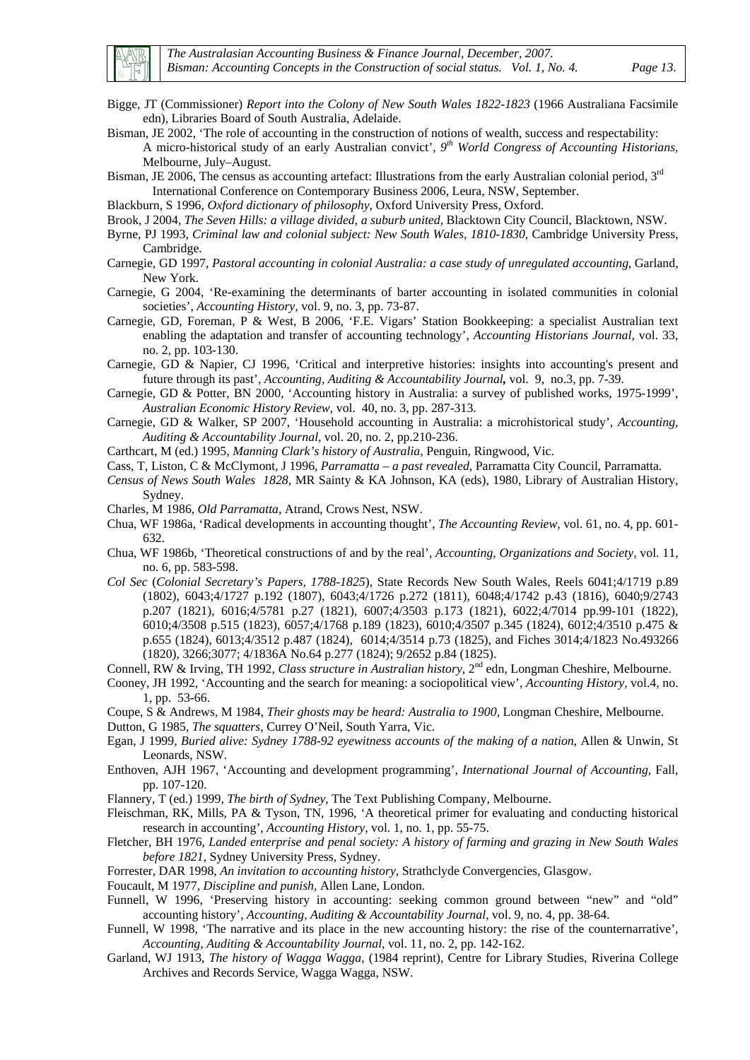Bigge, JT (Commissioner) *Report into the Colony of New South Wales 1822-1823* (1966 Australiana Facsimile edn), Libraries Board of South Australia, Adelaide.

Bisman, JE 2002, 'The role of accounting in the construction of notions of wealth, success and respectability: A micro-historical study of an early Australian convict', *9th World Congress of Accounting Historians,* Melbourne, July–August.

Bisman, JE 2006, The census as accounting artefact: Illustrations from the early Australian colonial period, 3rd International Conference on Contemporary Business 2006, Leura, NSW, September.

Blackburn, S 1996, *Oxford dictionary of philosophy*, Oxford University Press, Oxford.

Brook, J 2004, *The Seven Hills: a village divided, a suburb united,* Blacktown City Council, Blacktown, NSW.

Byrne, PJ 1993, *Criminal law and colonial subject: New South Wales, 1810-1830*, Cambridge University Press, Cambridge.

Carnegie, GD 1997, *Pastoral accounting in colonial Australia: a case study of unregulated accounting*, Garland, New York.

Carnegie, G 2004, 'Re-examining the determinants of barter accounting in isolated communities in colonial societies', *Accounting History,* vol. 9, no. 3, pp. 73-87.

Carnegie, GD, Foreman, P & West, B 2006, 'F.E. Vigars' Station Bookkeeping: a specialist Australian text enabling the adaptation and transfer of accounting technology', *Accounting Historians Journal,* vol. 33, no. 2, pp. 103-130.

Carnegie, GD & Napier, CJ 1996, 'Critical and interpretive histories: insights into accounting's present and future through its past', *Accounting, Auditing & Accountability Journal***,** vol. 9, no.3, pp. 7-39.

Carnegie, GD & Potter, BN 2000, 'Accounting history in Australia: a survey of published works, 1975-1999', *Australian Economic History Review,* vol. 40, no. 3, pp. 287-313.

Carnegie, GD & Walker, SP 2007, 'Household accounting in Australia: a microhistorical study', *Accounting, Auditing & Accountability Journal,* vol. 20, no. 2, pp.210-236.

Carthcart, M (ed.) 1995, *Manning Clark's history of Australia,* Penguin, Ringwood, Vic.

Cass, T, Liston, C & McClymont, J 1996, *Parramatta – a past revealed*, Parramatta City Council, Parramatta.

*Census of News South Wales 1828*, MR Sainty & KA Johnson, KA (eds), 1980, Library of Australian History, Sydney.

Charles, M 1986, *Old Parramatta*, Atrand, Crows Nest, NSW.

Chua, WF 1986a, 'Radical developments in accounting thought', *The Accounting Review,* vol. 61, no. 4, pp. 601-632.

Chua, WF 1986b, 'Theoretical constructions of and by the real', *Accounting, Organizations and Society,* vol. 11, no. 6, pp. 583-598.

*Col Sec* (*Colonial Secretary's Papers, 1788-1825*), State Records New South Wales, Reels 6041;4/1719 p.89 (1802), 6043;4/1727 p.192 (1807), 6043;4/1726 p.272 (1811), 6048;4/1742 p.43 (1816), 6040;9/2743 p.207 (1821), 6016;4/5781 p.27 (1821), 6007;4/3503 p.173 (1821), 6022;4/7014 pp.99-101 (1822), 6010;4/3508 p.515 (1823), 6057;4/1768 p.189 (1823), 6010;4/3507 p.345 (1824), 6012;4/3510 p.475 & p.655 (1824), 6013;4/3512 p.487 (1824), 6014;4/3514 p.73 (1825), and Fiches 3014;4/1823 No.493266 (1820), 3266;3077; 4/1836A No.64 p.277 (1824); 9/2652 p.84 (1825).

Connell, RW & Irving, TH 1992, *Class structure in Australian history*, 2nd edn, Longman Cheshire, Melbourne.

Cooney, JH 1992, 'Accounting and the search for meaning: a sociopolitical view', *Accounting History,* vol.4, no. 1, pp. 53-66.

Coupe, S & Andrews, M 1984, *Their ghosts may be heard: Australia to 1900*, Longman Cheshire, Melbourne.

Dutton, G 1985, *The squatters,* Currey O'Neil, South Yarra, Vic.

Egan, J 1999, *Buried alive: Sydney 1788-92 eyewitness accounts of the making of a nation,* Allen & Unwin, St Leonards, NSW.

Enthoven, AJH 1967, 'Accounting and development programming', *International Journal of Accounting,* Fall, pp. 107-120.

Flannery, T (ed.) 1999, *The birth of Sydney,* The Text Publishing Company, Melbourne.

Fleischman, RK, Mills, PA & Tyson, TN, 1996, 'A theoretical primer for evaluating and conducting historical research in accounting', *Accounting History,* vol. 1, no. 1, pp. 55-75.

Fletcher, BH 1976, *Landed enterprise and penal society: A history of farming and grazing in New South Wales before 1821,* Sydney University Press, Sydney.

Forrester, DAR 1998, *An invitation to accounting history,* Strathclyde Convergencies, Glasgow.

Foucault, M 1977, *Discipline and punish*, Allen Lane, London.

Funnell, W 1996, 'Preserving history in accounting: seeking common ground between "new" and "old" accounting history', *Accounting, Auditing & Accountability Journal,* vol. 9, no. 4, pp. 38-64.

Funnell, W 1998, 'The narrative and its place in the new accounting history: the rise of the counternarrative', *Accounting, Auditing & Accountability Journal*, vol. 11, no. 2, pp. 142-162.

Garland, WJ 1913, *The history of Wagga Wagga,* (1984 reprint), Centre for Library Studies, Riverina College Archives and Records Service, Wagga Wagga, NSW.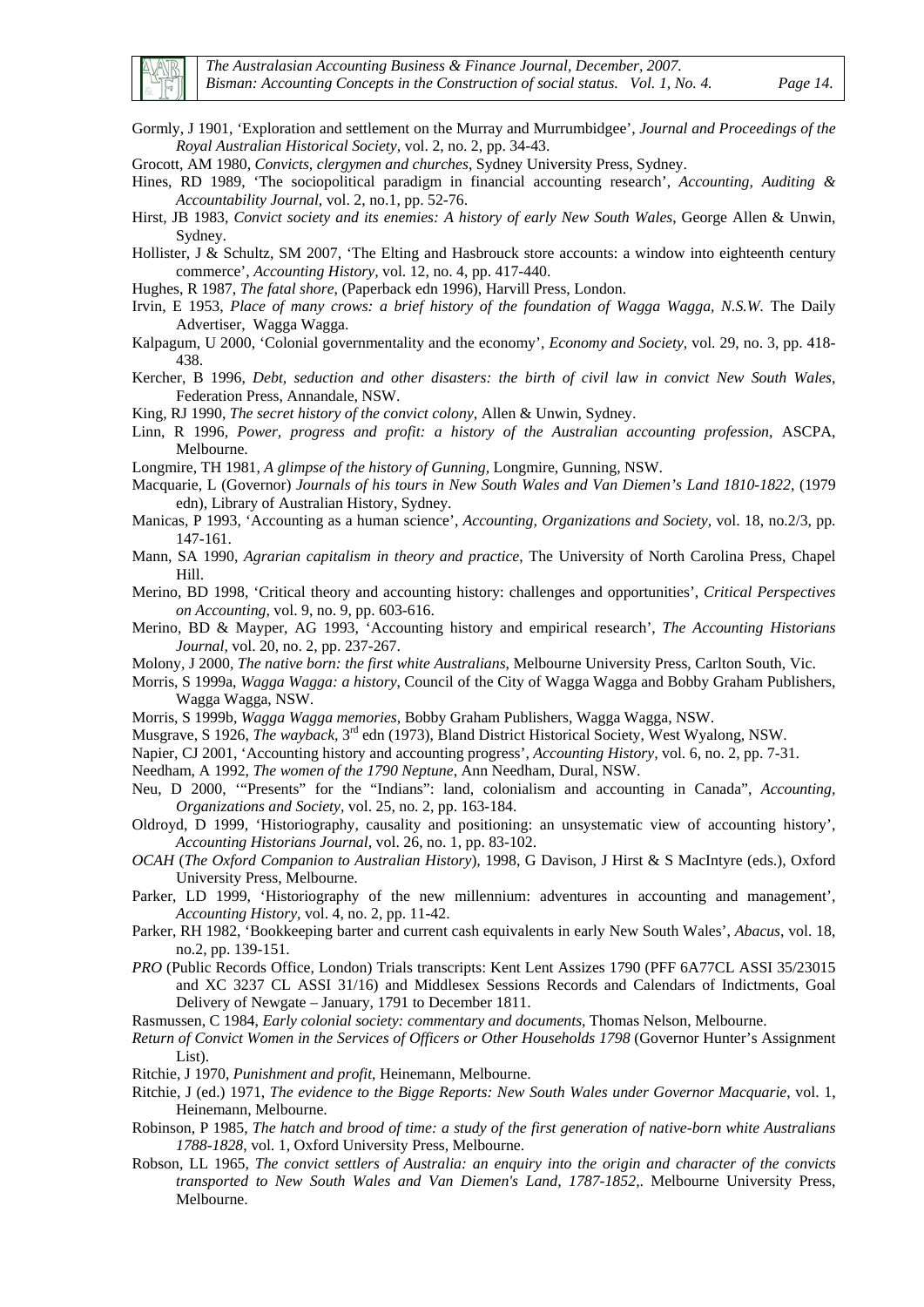Gormly, J 1901, 'Exploration and settlement on the Murray and Murrumbidgee', *Journal and Proceedings of the Royal Australian Historical Society,* vol. 2, no. 2, pp. 34-43.

Grocott, AM 1980, *Convicts, clergymen and churches*, Sydney University Press, Sydney.

Hines, RD 1989, 'The sociopolitical paradigm in financial accounting research', *Accounting, Auditing & Accountability Journal*, vol. 2, no.1, pp. 52-76.

Hirst, JB 1983, *Convict society and its enemies: A history of early New South Wales*, George Allen & Unwin, Sydney.

Hollister, J & Schultz, SM 2007, 'The Elting and Hasbrouck store accounts: a window into eighteenth century commerce', *Accounting History,* vol. 12, no. 4, pp. 417-440.

Hughes, R 1987, *The fatal shore,* (Paperback edn 1996), Harvill Press, London.

Irvin, E 1953, *Place of many crows: a brief history of the foundation of Wagga Wagga, N.S.W.* The Daily Advertiser, Wagga Wagga.

Kalpagum, U 2000, 'Colonial governmentality and the economy', *Economy and Society,* vol. 29, no. 3, pp. 418-438.

Kercher, B 1996, *Debt, seduction and other disasters: the birth of civil law in convict New South Wales*, Federation Press, Annandale, NSW.

King, RJ 1990, *The secret history of the convict colony*, Allen & Unwin, Sydney.

Linn, R 1996, *Power, progress and profit: a history of the Australian accounting profession*, ASCPA, Melbourne.

Longmire, TH 1981, *A glimpse of the history of Gunning*, Longmire, Gunning, NSW.

Macquarie, L (Governor) *Journals of his tours in New South Wales and Van Diemen's Land 1810-1822*, (1979 edn), Library of Australian History, Sydney.

Manicas, P 1993, 'Accounting as a human science', *Accounting, Organizations and Society,* vol. 18, no.2/3, pp. 147-161.

Mann, SA 1990, *Agrarian capitalism in theory and practice*, The University of North Carolina Press, Chapel Hill.

Merino, BD 1998, 'Critical theory and accounting history: challenges and opportunities', *Critical Perspectives on Accounting,* vol. 9, no. 9, pp. 603-616.

Merino, BD & Mayper, AG 1993, 'Accounting history and empirical research', *The Accounting Historians Journal,* vol. 20, no. 2, pp. 237-267.

Molony, J 2000, *The native born: the first white Australians*, Melbourne University Press, Carlton South, Vic.

Morris, S 1999a, *Wagga Wagga: a history,* Council of the City of Wagga Wagga and Bobby Graham Publishers, Wagga Wagga, NSW.

Morris, S 1999b, *Wagga Wagga memories*, Bobby Graham Publishers, Wagga Wagga, NSW.

Musgrave, S 1926, *The wayback,* 3rd edn (1973), Bland District Historical Society, West Wyalong, NSW.

Napier, CJ 2001, 'Accounting history and accounting progress', *Accounting History,* vol. 6, no. 2, pp. 7-31.

Needham, A 1992, *The women of the 1790 Neptune*, Ann Needham, Dural, NSW.

Neu, D 2000, '"Presents" for the "Indians": land, colonialism and accounting in Canada", *Accounting, Organizations and Society,* vol. 25, no. 2, pp. 163-184.

Oldroyd, D 1999, 'Historiography, causality and positioning: an unsystematic view of accounting history', *Accounting Historians Journal,* vol. 26, no. 1, pp. 83-102.

*OCAH* (*The Oxford Companion to Australian History*), 1998, G Davison, J Hirst & S MacIntyre (eds.), Oxford University Press, Melbourne.

Parker, LD 1999, 'Historiography of the new millennium: adventures in accounting and management', *Accounting History,* vol. 4, no. 2, pp. 11-42.

Parker, RH 1982, 'Bookkeeping barter and current cash equivalents in early New South Wales', *Abacus*, vol. 18, no.2, pp. 139-151.

*PRO* (Public Records Office, London) Trials transcripts: Kent Lent Assizes 1790 (PFF 6A77CL ASSI 35/23015 and XC 3237 CL ASSI 31/16) and Middlesex Sessions Records and Calendars of Indictments, Goal Delivery of Newgate – January, 1791 to December 1811.

Rasmussen, C 1984, *Early colonial society: commentary and documents*, Thomas Nelson, Melbourne.

*Return of Convict Women in the Services of Officers or Other Households 1798* (Governor Hunter's Assignment List).

Ritchie, J 1970, *Punishment and profit*, Heinemann, Melbourne.

Ritchie, J (ed.) 1971, *The evidence to the Bigge Reports: New South Wales under Governor Macquarie*, vol. 1, Heinemann, Melbourne.

Robinson, P 1985, *The hatch and brood of time: a study of the first generation of native-born white Australians 1788-1828,* vol. 1, Oxford University Press, Melbourne.

Robson, LL 1965, *The convict settlers of Australia: an enquiry into the origin and character of the convicts transported to New South Wales and Van Diemen's Land, 1787-1852,*. Melbourne University Press, Melbourne.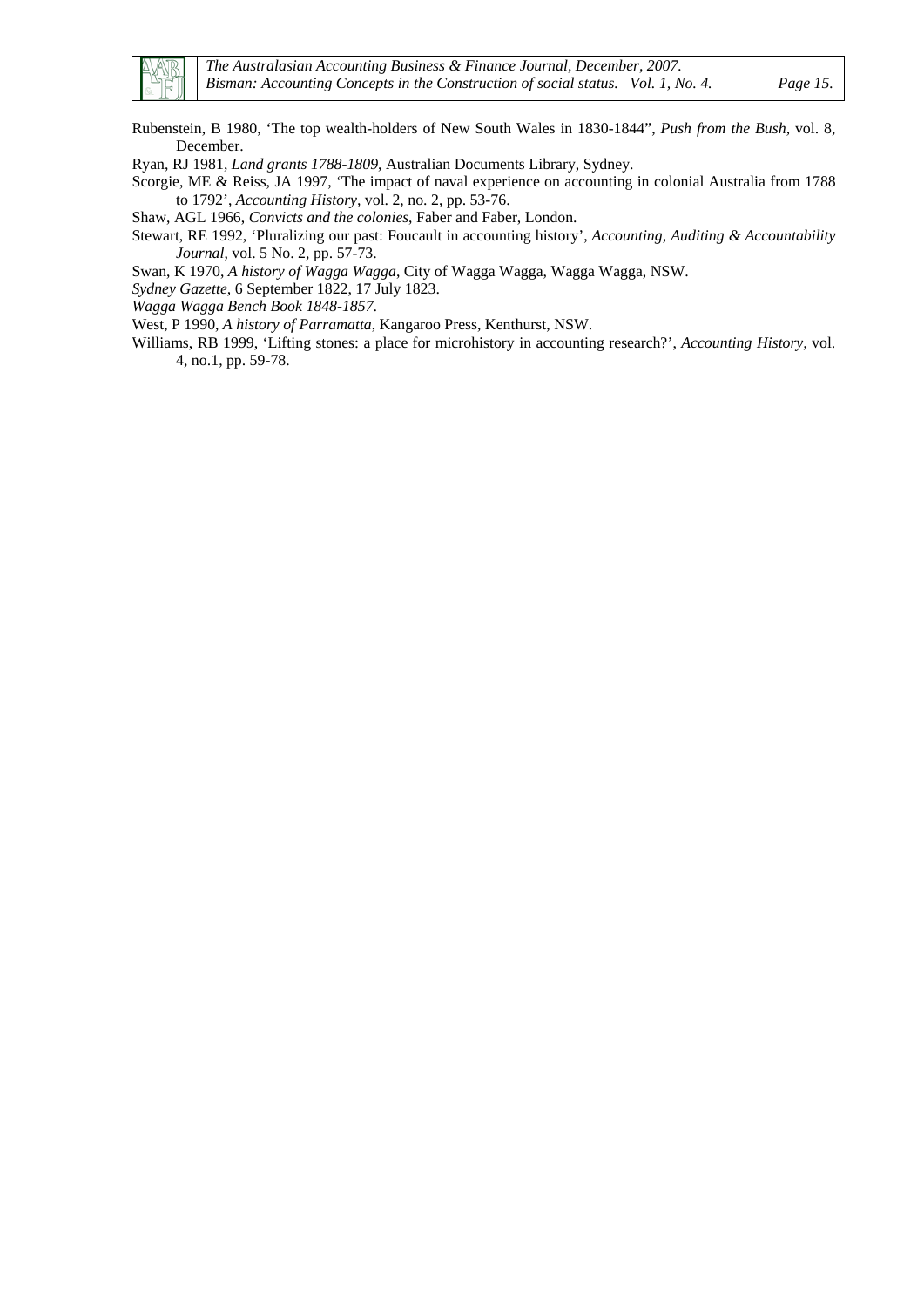Rubenstein, B 1980, 'The top wealth-holders of New South Wales in 1830-1844", *Push from the Bush*, vol. 8, December.

Ryan, RJ 1981, *Land grants 1788-1809*, Australian Documents Library, Sydney.

Scorgie, ME & Reiss, JA 1997, 'The impact of naval experience on accounting in colonial Australia from 1788 to 1792', *Accounting History*, vol. 2, no. 2, pp. 53-76.

Shaw, AGL 1966, *Convicts and the colonies*, Faber and Faber, London.

Stewart, RE 1992, 'Pluralizing our past: Foucault in accounting history', *Accounting, Auditing & Accountability Journal*, vol. 5 No. 2, pp. 57-73.

Swan, K 1970, *A history of Wagga Wagga*, City of Wagga Wagga, Wagga Wagga, NSW.

*Sydney Gazette*, 6 September 1822, 17 July 1823.

*Wagga Wagga Bench Book 1848-1857*.

West, P 1990, *A history of Parramatta*, Kangaroo Press, Kenthurst, NSW.

Williams, RB 1999, 'Lifting stones: a place for microhistory in accounting research?', *Accounting History*, vol. 4, no.1, pp. 59-78.